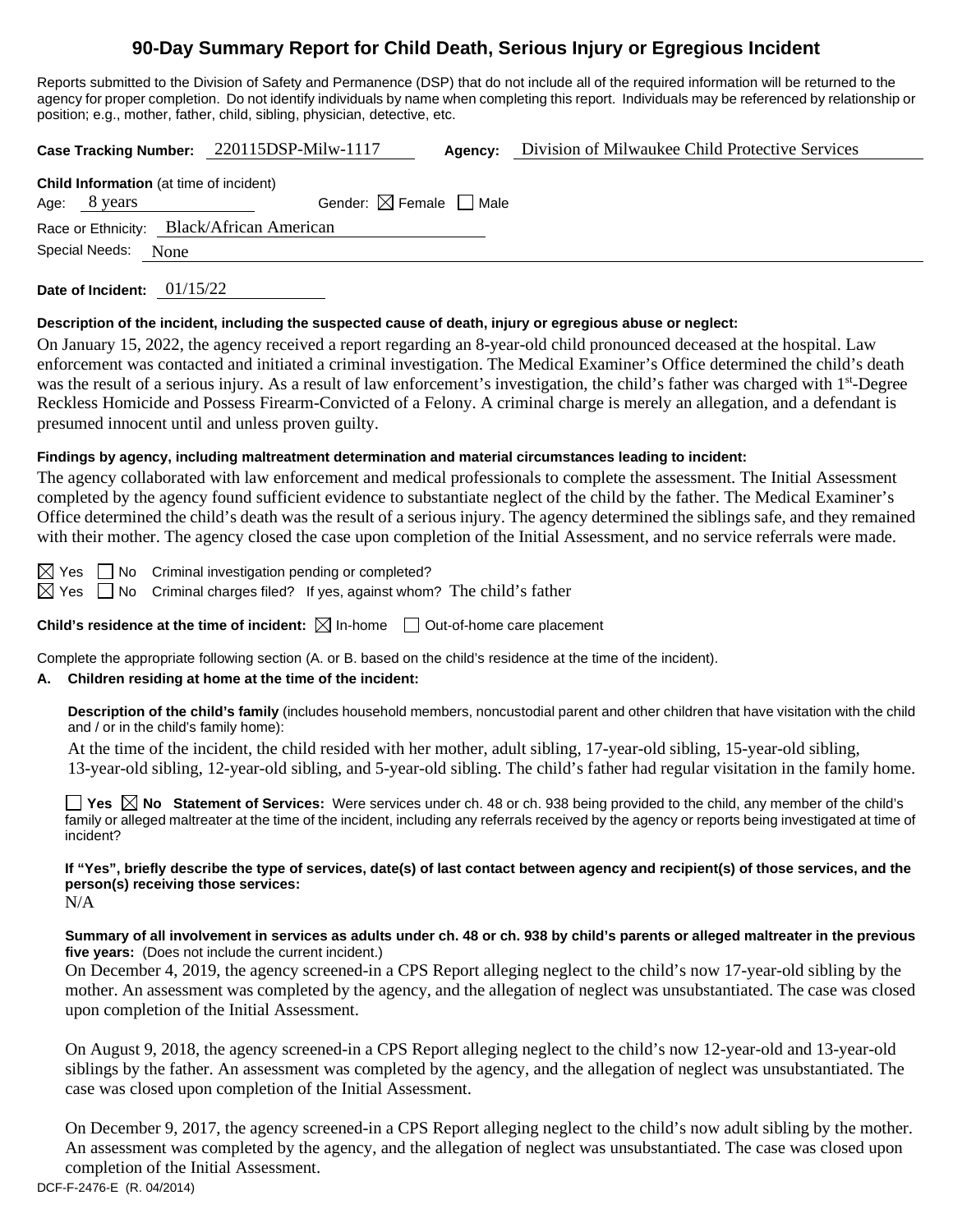# 90-Day Summary Report for Child Death, Serious Injury or Egregious Incident

Reports submitted to the Division of Safety and Permanence (DSP) that do not include all of the required information will be returned to the agency for proper completion. Do not identify individuals by name when completing this report. Individuals may be referenced by relationship or position; e.g., mother, father, child, sibling, physician, detective, etc.

**Case Tracking Number:** 220115DSP-Milw-1117 **Agency:** Division of Milwaukee Child Protective Services

**Child Information** (at time of incident)

Age: 8 years Gender: ☒ Female ☐ Male

Race or Ethnicity: Black/African American

Special Needs: None

**Date of Incident:** 01/15/22

**Description of the incident, including the suspected cause of death, injury or egregious abuse or neglect:**

On January 15, 2022, the agency received a report regarding an 8-year-old child pronounced deceased at the hospital. Law enforcement was contacted and initiated a criminal investigation. The Medical Examiner's Office determined the child's death was the result of a serious injury. As a result of law enforcement's investigation, the child's father was charged with 1st-Degree Reckless Homicide and Possess Firearm-Convicted of a Felony. A criminal charge is merely an allegation, and a defendant is presumed innocent until and unless proven guilty.

**Findings by agency, including maltreatment determination and material circumstances leading to incident:**

The agency collaborated with law enforcement and medical professionals to complete the assessment. The Initial Assessment completed by the agency found sufficient evidence to substantiate neglect of the child by the father. The Medical Examiner's Office determined the child's death was the result of a serious injury. The agency determined the siblings safe, and they remained with their mother. The agency closed the case upon completion of the Initial Assessment, and no service referrals were made.

☒ Yes ☐ No Criminal investigation pending or completed?

☒ Yes ☐ No Criminal charges filed? If yes, against whom? The child's father

**Child's residence at the time of incident:** ☒ In-home ☐ Out-of-home care placement

Complete the appropriate following section (A. or B. based on the child's residence at the time of the incident).

**A. Children residing at home at the time of the incident:**

**Description of the child's family** (includes household members, noncustodial parent and other children that have visitation with the child and / or in the child's family home):

At the time of the incident, the child resided with her mother, adult sibling, 17-year-old sibling, 15-year-old sibling, 13-year-old sibling, 12-year-old sibling, and 5-year-old sibling. The child's father had regular visitation in the family home.

☐ **Yes** ☒ **No Statement of Services:** Were services under ch. 48 or ch. 938 being provided to the child, any member of the child's family or alleged maltreater at the time of the incident, including any referrals received by the agency or reports being investigated at time of incident?

**If "Yes", briefly describe the type of services, date(s) of last contact between agency and recipient(s) of those services, and the person(s) receiving those services:**

N/A

**Summary of all involvement in services as adults under ch. 48 or ch. 938 by child's parents or alleged maltreater in the previous five years:** (Does not include the current incident.)

On December 4, 2019, the agency screened-in a CPS Report alleging neglect to the child's now 17-year-old sibling by the mother. An assessment was completed by the agency, and the allegation of neglect was unsubstantiated. The case was closed upon completion of the Initial Assessment.

On August 9, 2018, the agency screened-in a CPS Report alleging neglect to the child's now 12-year-old and 13-year-old siblings by the father. An assessment was completed by the agency, and the allegation of neglect was unsubstantiated. The case was closed upon completion of the Initial Assessment.

On December 9, 2017, the agency screened-in a CPS Report alleging neglect to the child's now adult sibling by the mother. An assessment was completed by the agency, and the allegation of neglect was unsubstantiated. The case was closed upon completion of the Initial Assessment.

DCF-F-2476-E (R. 04/2014)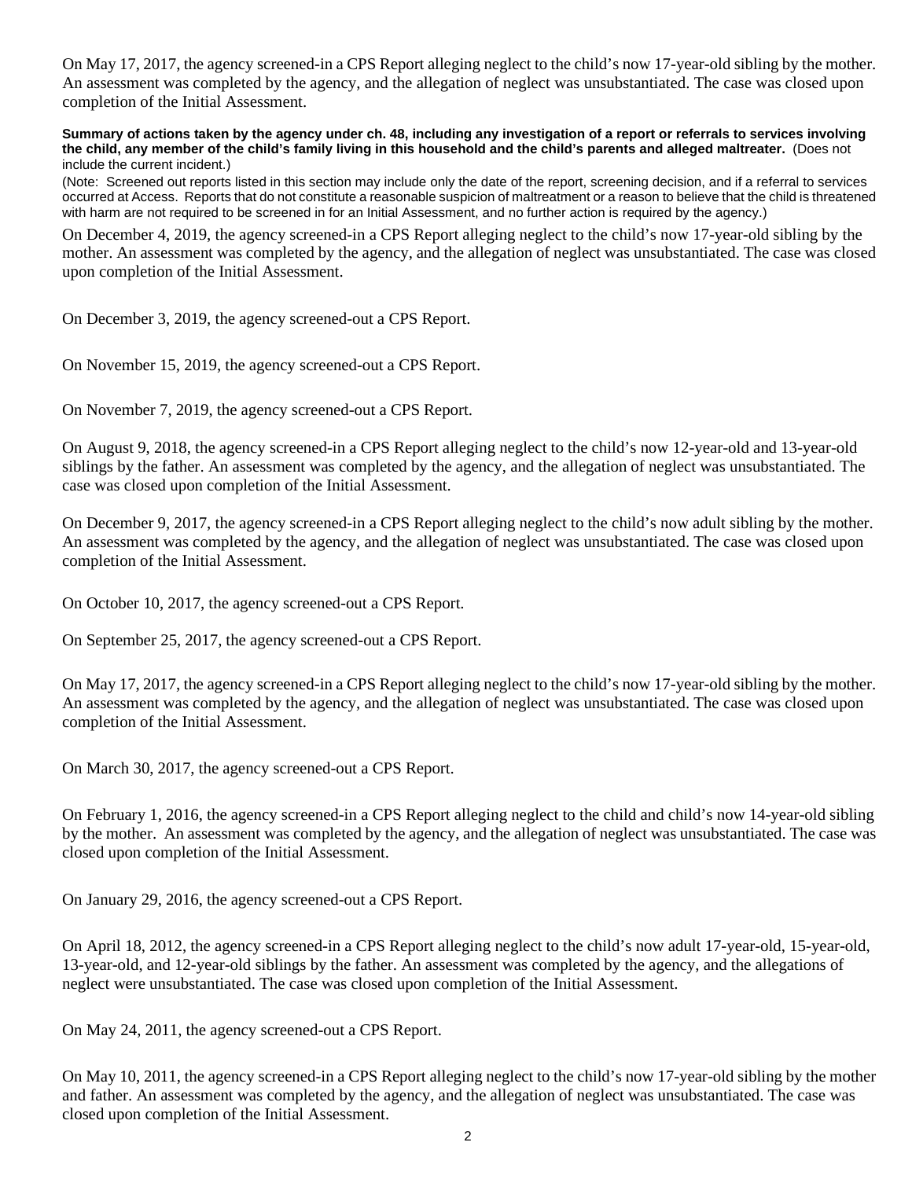On May 17, 2017, the agency screened-in a CPS Report alleging neglect to the child's now 17-year-old sibling by the mother. An assessment was completed by the agency, and the allegation of neglect was unsubstantiated. The case was closed upon completion of the Initial Assessment.

**Summary of actions taken by the agency under ch. 48, including any investigation of a report or referrals to services involving the child, any member of the child's family living in this household and the child's parents and alleged maltreater.** (Does not include the current incident.)

(Note: Screened out reports listed in this section may include only the date of the report, screening decision, and if a referral to services occurred at Access. Reports that do not constitute a reasonable suspicion of maltreatment or a reason to believe that the child is threatened with harm are not required to be screened in for an Initial Assessment, and no further action is required by the agency.)

On December 4, 2019, the agency screened-in a CPS Report alleging neglect to the child's now 17-year-old sibling by the mother. An assessment was completed by the agency, and the allegation of neglect was unsubstantiated. The case was closed upon completion of the Initial Assessment.

On December 3, 2019, the agency screened-out a CPS Report.

On November 15, 2019, the agency screened-out a CPS Report.

On November 7, 2019, the agency screened-out a CPS Report.

On August 9, 2018, the agency screened-in a CPS Report alleging neglect to the child's now 12-year-old and 13-year-old siblings by the father. An assessment was completed by the agency, and the allegation of neglect was unsubstantiated. The case was closed upon completion of the Initial Assessment.

On December 9, 2017, the agency screened-in a CPS Report alleging neglect to the child's now adult sibling by the mother. An assessment was completed by the agency, and the allegation of neglect was unsubstantiated. The case was closed upon completion of the Initial Assessment.

On October 10, 2017, the agency screened-out a CPS Report.

On September 25, 2017, the agency screened-out a CPS Report.

On May 17, 2017, the agency screened-in a CPS Report alleging neglect to the child's now 17-year-old sibling by the mother. An assessment was completed by the agency, and the allegation of neglect was unsubstantiated. The case was closed upon completion of the Initial Assessment.

On March 30, 2017, the agency screened-out a CPS Report.

On February 1, 2016, the agency screened-in a CPS Report alleging neglect to the child and child's now 14-year-old sibling by the mother. An assessment was completed by the agency, and the allegation of neglect was unsubstantiated. The case was closed upon completion of the Initial Assessment.

On January 29, 2016, the agency screened-out a CPS Report.

On April 18, 2012, the agency screened-in a CPS Report alleging neglect to the child's now adult 17-year-old, 15-year-old, 13-year-old, and 12-year-old siblings by the father. An assessment was completed by the agency, and the allegations of neglect were unsubstantiated. The case was closed upon completion of the Initial Assessment.

On May 24, 2011, the agency screened-out a CPS Report.

On May 10, 2011, the agency screened-in a CPS Report alleging neglect to the child's now 17-year-old sibling by the mother and father. An assessment was completed by the agency, and the allegation of neglect was unsubstantiated. The case was closed upon completion of the Initial Assessment.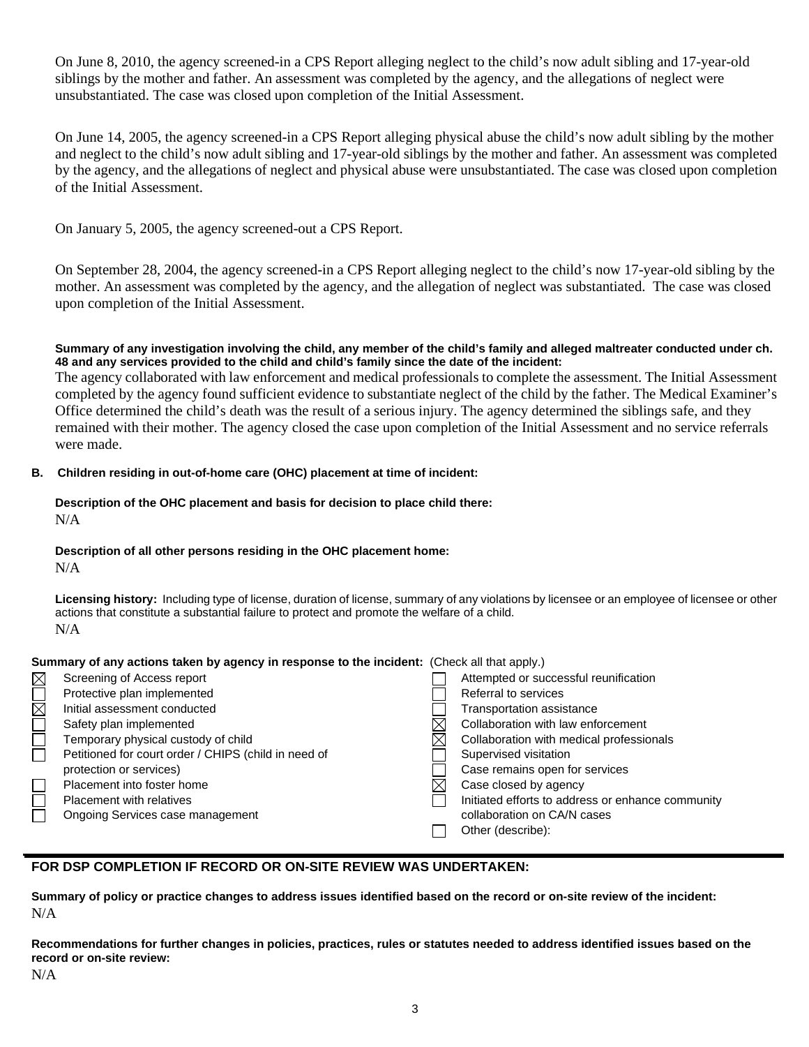On June 8, 2010, the agency screened-in a CPS Report alleging neglect to the child's now adult sibling and 17-year-old siblings by the mother and father. An assessment was completed by the agency, and the allegations of neglect were unsubstantiated. The case was closed upon completion of the Initial Assessment.

On June 14, 2005, the agency screened-in a CPS Report alleging physical abuse the child's now adult sibling by the mother and neglect to the child's now adult sibling and 17-year-old siblings by the mother and father. An assessment was completed by the agency, and the allegations of neglect and physical abuse were unsubstantiated. The case was closed upon completion of the Initial Assessment.

On January 5, 2005, the agency screened-out a CPS Report.

On September 28, 2004, the agency screened-in a CPS Report alleging neglect to the child's now 17-year-old sibling by the mother. An assessment was completed by the agency, and the allegation of neglect was substantiated. The case was closed upon completion of the Initial Assessment.

**Summary of any investigation involving the child, any member of the child's family and alleged maltreater conducted under ch. 48 and any services provided to the child and child's family since the date of the incident:**

The agency collaborated with law enforcement and medical professionals to complete the assessment. The Initial Assessment completed by the agency found sufficient evidence to substantiate neglect of the child by the father. The Medical Examiner's Office determined the child's death was the result of a serious injury. The agency determined the siblings safe, and they remained with their mother. The agency closed the case upon completion of the Initial Assessment and no service referrals were made.

**B. Children residing in out-of-home care (OHC) placement at time of incident:**

**Description of the OHC placement and basis for decision to place child there:**

N/A

**Description of all other persons residing in the OHC placement home:**

N/A

**Licensing history:** Including type of license, duration of license, summary of any violations by licensee or an employee of licensee or other actions that constitute a substantial failure to protect and promote the welfare of a child.

N/A

**Summary of any actions taken by agency in response to the incident:** (Check all that apply.)

- [x] Screening of Access report
- [ ] Protective plan implemented
- [x] Initial assessment conducted
- [ ] Safety plan implemented
- [ ] Temporary physical custody of child
- [ ] Petitioned for court order / CHIPS (child in need of protection or services)
- [ ] Placement into foster home
- [ ] Placement with relatives
- [ ] Ongoing Services case management
- [ ] Attempted or successful reunification
- [ ] Referral to services
- [ ] Transportation assistance
- [x] Collaboration with law enforcement
- [x] Collaboration with medical professionals
- [ ] Supervised visitation
- [ ] Case remains open for services
- [x] Case closed by agency
- [ ] Initiated efforts to address or enhance community collaboration on CA/N cases
- [ ] Other (describe):

## FOR DSP COMPLETION IF RECORD OR ON-SITE REVIEW WAS UNDERTAKEN:

**Summary of policy or practice changes to address issues identified based on the record or on-site review of the incident:**

N/A

**Recommendations for further changes in policies, practices, rules or statutes needed to address identified issues based on the record or on-site review:**

N/A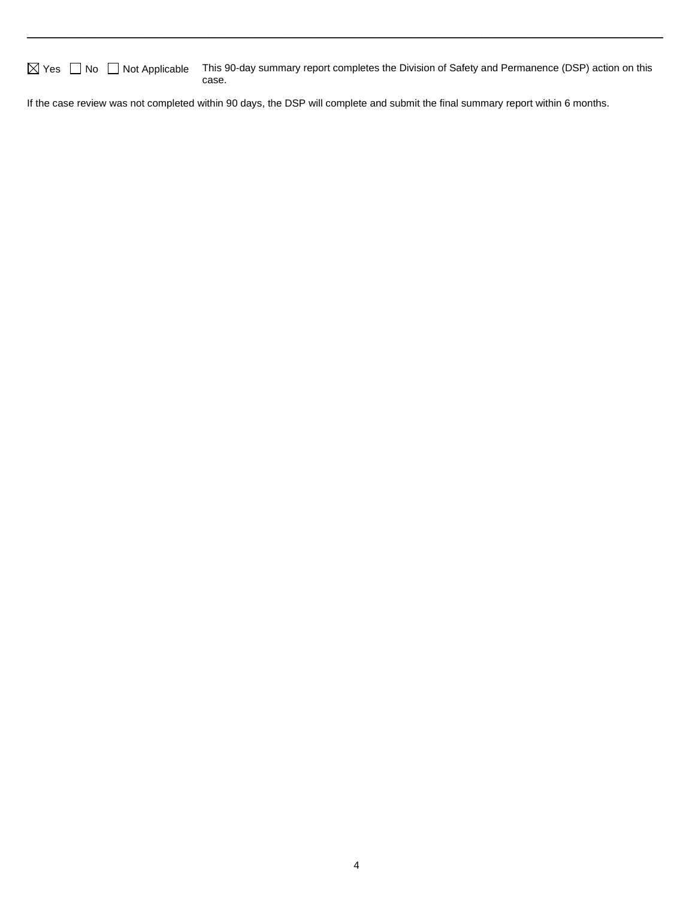☒ Yes ☐ No ☐ Not Applicable This 90-day summary report completes the Division of Safety and Permanence (DSP) action on this case.

If the case review was not completed within 90 days, the DSP will complete and submit the final summary report within 6 months.